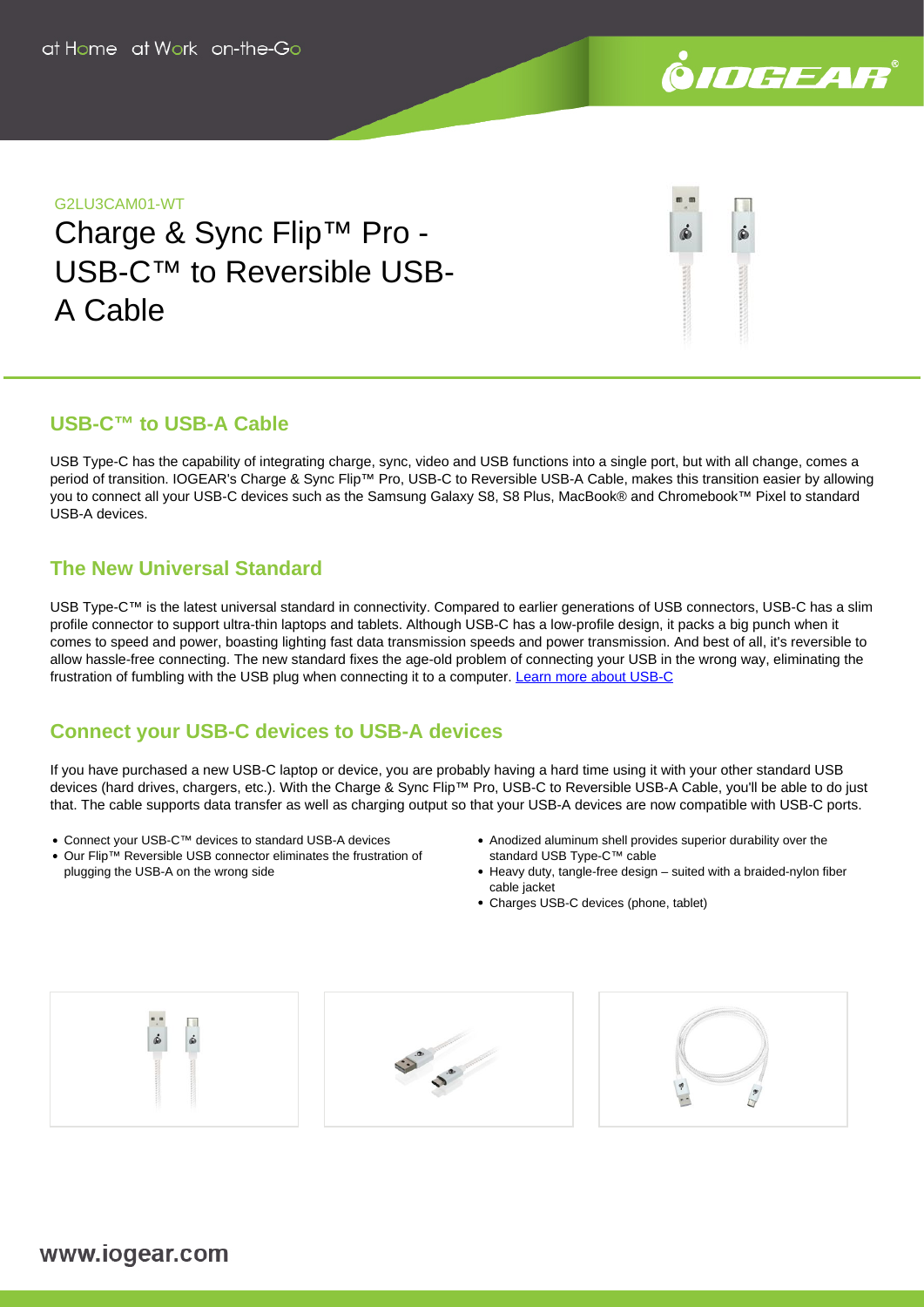G2LU3CAM01-WT

# Charge & Sync Flip™ Pro - USB-C™ to Reversible USB-A Cable

## USB-C™ to USB-A Cable

USB Type-C has the capability of integrating charge, sync, video and USB functions into a single port, but with all change, comes a period of transition. IOGEAR's Charge & Sync Flip™ Pro, USB-C to Reversible USB-A Cable, makes this transition easier by allowing you to connect all your USB-C devices such as the Samsung Galaxy S8, S8 Plus, MacBook® and Chromebook™ Pixel to standard USB-A devices.

## The New Universal Standard

USB Type-C™ is the latest universal standard in connectivity. Compared to earlier generations of USB connectors, USB-C has a slim profile connector to support ultra-thin laptops and tablets. Although USB-C has a low-profile design, it packs a big punch when it comes to speed and power, boasting lighting fast data transmission speeds and power transmission. And best of all, it's reversible to allow hassle-free connecting. The new standard fixes the age-old problem of connecting your USB in the wrong way, eliminating the frustration of fumbling with the USB plug when connecting it to a computer. Learn more about USB-C

## Connect your USB-C devices to USB-A devices

If you have purchased a new USB-C laptop or device, you are probably having a hard time using it with your other standard USB devices (hard drives, chargers, etc.). With the Charge & Sync Flip™ Pro, USB-C to Reversible USB-A Cable, you'll be able to do just that. The cable supports data transfer as well as charging output so that your USB-A devices are now compatible with USB-C ports.

- Connect your USB-C™ devices to standard USB-A devices
- Our Flip™ Reversible USB connector eliminates the frustration of plugging the USB-A on the wrong side
- Anodized aluminum shell provides superior durability over the standard USB Type-C™ cable
- Heavy duty, tangle-free design – suited with a braided-nylon fiber cable jacket
- Charges USB-C devices (phone, tablet)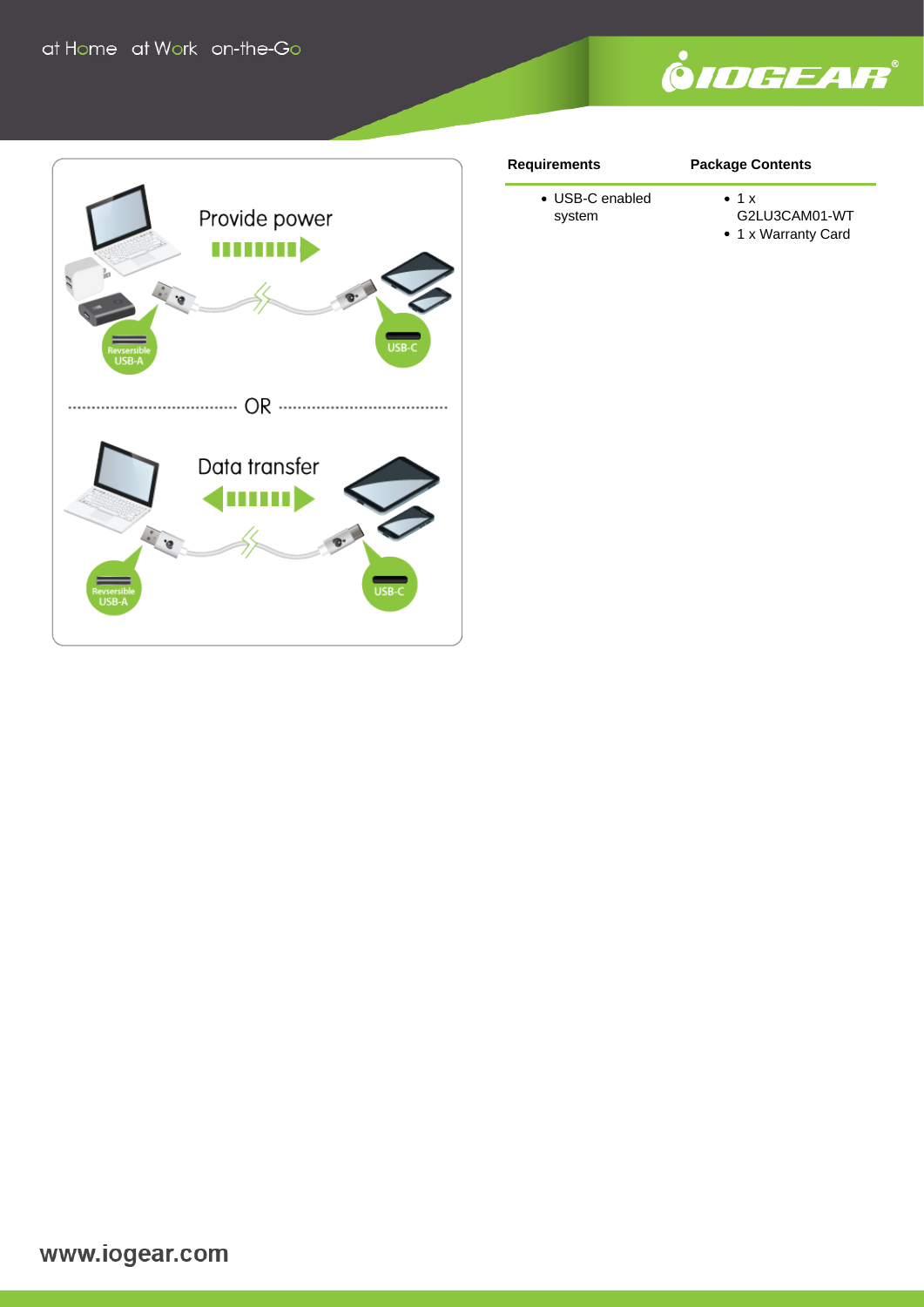| Requirements | Package Contents |
| --- | --- |
| • USB-C enabled system | • 1 x G2LU3CAM01-WT<br>• 1 x Warranty Card |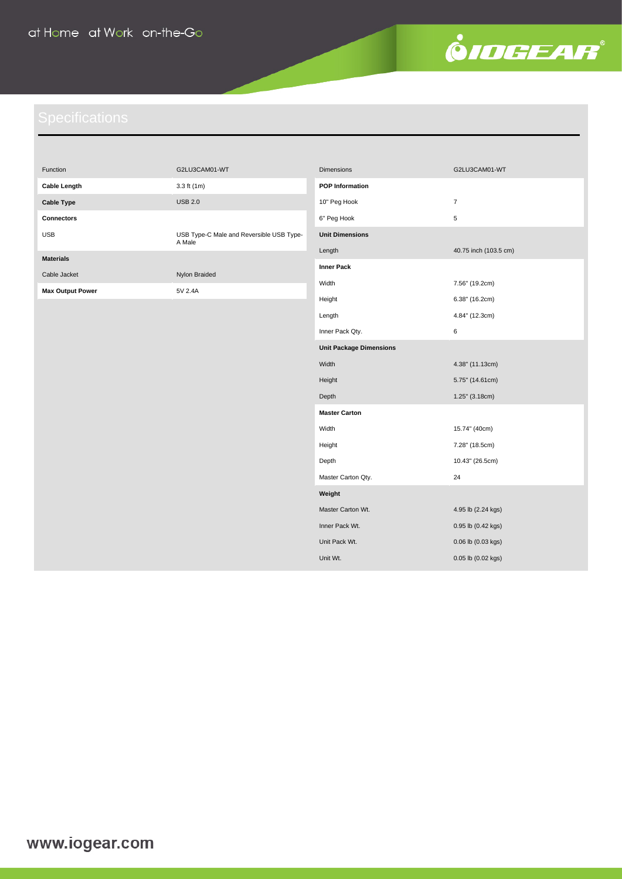# Specifications

| Function | G2LU3CAM01-WT |
|---|---|
| **Cable Length** | 3.3 ft (1m) |
| **Cable Type** | USB 2.0 |
| **Connectors** | |
| USB | USB Type-C Male and Reversible USB Type-A Male |
| **Materials** | |
| Cable Jacket | Nylon Braided |
| **Max Output Power** | 5V 2.4A |

| Dimensions | G2LU3CAM01-WT |
|---|---|
| **POP Information** | |
| 10" Peg Hook | 7 |
| 6" Peg Hook | 5 |
| **Unit Dimensions** | |
| Length | 40.75 inch (103.5 cm) |
| **Inner Pack** | |
| Width | 7.56" (19.2cm) |
| Height | 6.38" (16.2cm) |
| Length | 4.84" (12.3cm) |
| Inner Pack Qty. | 6 |
| **Unit Package Dimensions** | |
| Width | 4.38" (11.13cm) |
| Height | 5.75" (14.61cm) |
| Depth | 1.25" (3.18cm) |
| **Master Carton** | |
| Width | 15.74" (40cm) |
| Height | 7.28" (18.5cm) |
| Depth | 10.43" (26.5cm) |
| Master Carton Qty. | 24 |
| **Weight** | |
| Master Carton Wt. | 4.95 lb (2.24 kgs) |
| Inner Pack Wt. | 0.95 lb (0.42 kgs) |
| Unit Pack Wt. | 0.06 lb (0.03 kgs) |
| Unit Wt. | 0.05 lb (0.02 kgs) |